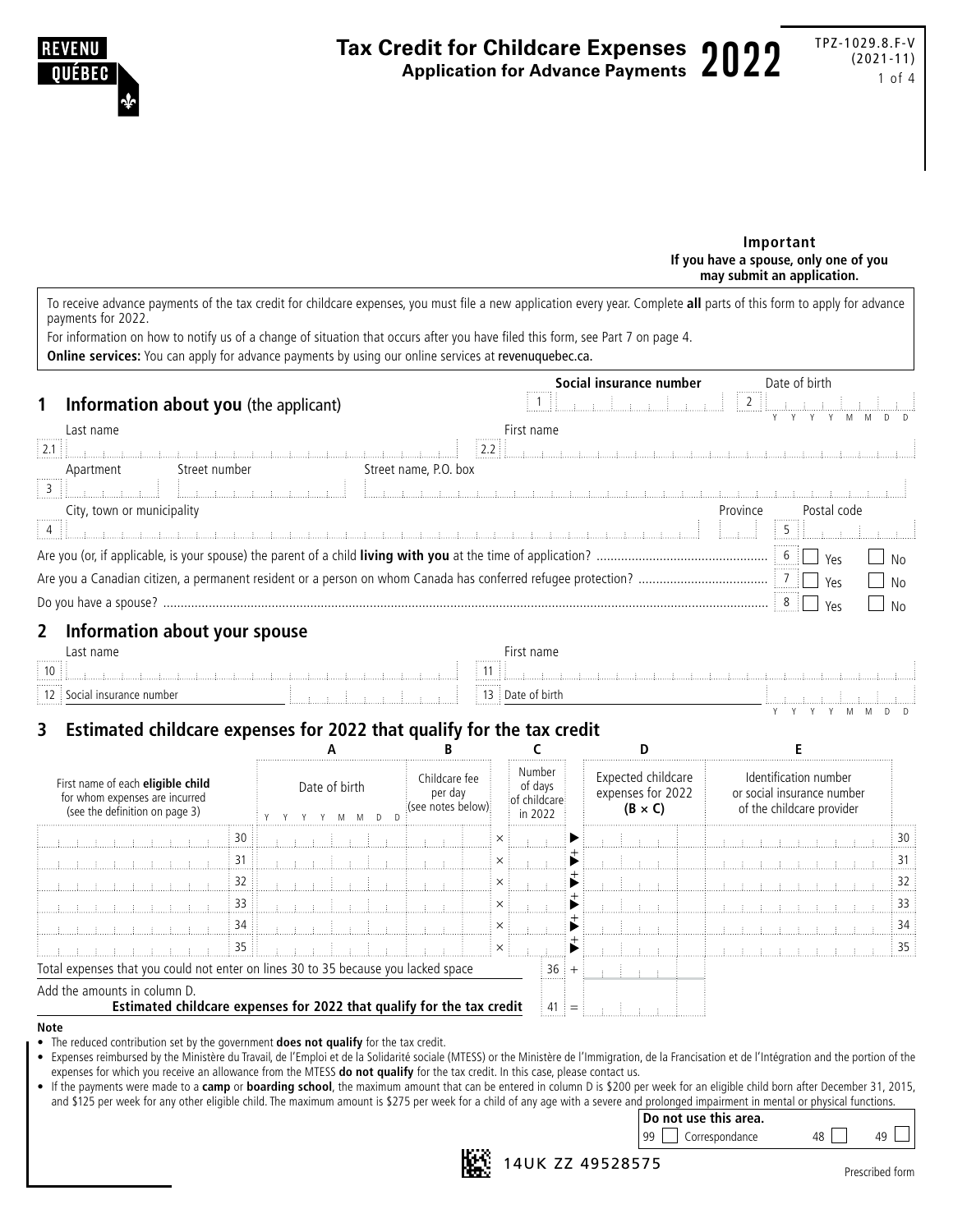REVENU QUÉBEC

# Tax Credit for Childcare Expenses 2022
## Application for Advance Payments

TPZ-1029.8.F-V (2021-11)

**Important**
**If you have a spouse, only one of you may submit an application.**

To receive advance payments of the tax credit for childcare expenses, you must file a new application every year. Complete **all** parts of this form to apply for advance payments for 2022.

For information on how to notify us of a change of situation that occurs after you have filed this form, see Part 7 on page 4.

**Online services:** You can apply for advance payments by using our online services at revenuquebec.ca.

## 1 Information about you (the applicant)

1 **Social insurance number**

2 Date of birth (Y Y Y Y M M D D)

2.1 Last name

2.2 First name

3 Apartment | Street number | Street name, P.O. box

4 City, town or municipality | Province

5 Postal code

Are you (or, if applicable, is your spouse) the parent of a child **living with you** at the time of application? 6 ☐ Yes ☐ No

Are you a Canadian citizen, a permanent resident or a person on whom Canada has conferred refugee protection? 7 ☐ Yes ☐ No

Do you have a spouse? 8 ☐ Yes ☐ No

## 2 Information about your spouse

10 Last name

11 First name

12 Social insurance number

13 Date of birth (Y Y Y Y M M D D)

## 3 Estimated childcare expenses for 2022 that qualify for the tax credit

| First name of each **eligible child** for whom expenses are incurred (see the definition on page 3) | | A Date of birth (Y Y Y Y M M D D) | B Childcare fee per day (see notes below) | | C Number of days of childcare in 2022 | | D Expected childcare expenses for 2022 **(B × C)** | E Identification number or social insurance number of the childcare provider | |
|---|---|---|---|---|---|---|---|---|---|
| | 30 | | | × | | ▶ | | | 30 |
| | 31 | | | × | | + ▶ | | | 31 |
| | 32 | | | × | | + ▶ | | | 32 |
| | 33 | | | × | | + ▶ | | | 33 |
| | 34 | | | × | | + ▶ | | | 34 |
| | 35 | | | × | | + ▶ | | | 35 |

Total expenses that you could not enter on lines 30 to 35 because you lacked space 36 +

Add the amounts in column D.
**Estimated childcare expenses for 2022 that qualify for the tax credit** 41 =

**Note**

- The reduced contribution set by the government **does not qualify** for the tax credit.
- Expenses reimbursed by the Ministère du Travail, de l'Emploi et de la Solidarité sociale (MTESS) or the Ministère de l'Immigration, de la Francisation et de l'Intégration and the portion of the expenses for which you receive an allowance from the MTESS **do not qualify** for the tax credit. In this case, please contact us.
- If the payments were made to a **camp** or **boarding school**, the maximum amount that can be entered in column D is $200 per week for an eligible child born after December 31, 2015, and $125 per week for any other eligible child. The maximum amount is $275 per week for a child of any age with a severe and prolonged impairment in mental or physical functions.

**Do not use this area.**
99 ☐ Correspondance 48 ☐ 49 ☐

14UK ZZ 49528575

Prescribed form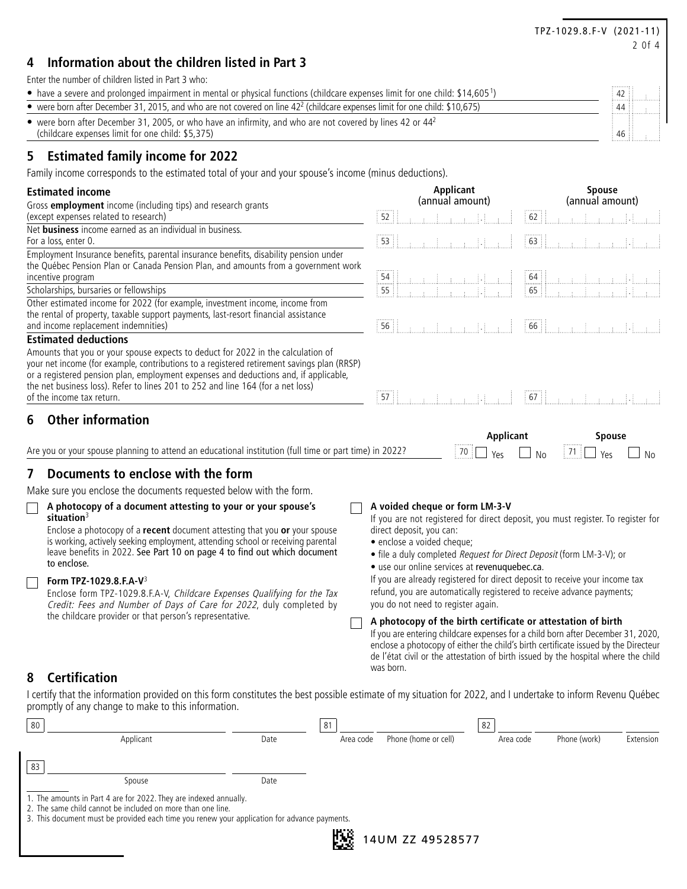## 4 Information about the children listed in Part 3

Enter the number of children listed in Part 3 who:

- have a severe and prolonged impairment in mental or physical functions (childcare expenses limit for one child: $14,605[1]) — 42
- were born after December 31, 2015, and who are not covered on line 42[2] (childcare expenses limit for one child: $10,675) — 44
- were born after December 31, 2005, or who have an infirmity, and who are not covered by lines 42 or 44[2] (childcare expenses limit for one child: $5,375) — 46

## 5 Estimated family income for 2022

Family income corresponds to the estimated total of your and your spouse's income (minus deductions).

| **Estimated income** | Applicant (annual amount) | Spouse (annual amount) |
|---|---|---|
| Gross **employment** income (including tips) and research grants (except expenses related to research) | 52 | 62 |
| Net **business** income earned as an individual in business. For a loss, enter 0. | 53 | 63 |
| Employment Insurance benefits, parental insurance benefits, disability pension under the Québec Pension Plan or Canada Pension Plan, and amounts from a government work incentive program | 54 | 64 |
| Scholarships, bursaries or fellowships | 55 | 65 |
| Other estimated income for 2022 (for example, investment income, income from the rental of property, taxable support payments, last-resort financial assistance and income replacement indemnities) | 56 | 66 |
| **Estimated deductions** | | |
| Amounts that you or your spouse expects to deduct for 2022 in the calculation of your net income (for example, contributions to a registered retirement savings plan (RRSP) or a registered pension plan, employment expenses and deductions and, if applicable, the net business loss). Refer to lines 201 to 252 and line 164 (for a net loss) of the income tax return. | 57 | 67 |

## 6 Other information

| | Applicant | Spouse |
|---|---|---|
| Are you or your spouse planning to attend an educational institution (full time or part time) in 2022? | 70 ☐ Yes ☐ No | 71 ☐ Yes ☐ No |

## 7 Documents to enclose with the form

Make sure you enclose the documents requested below with the form.

☐ **A photocopy of a document attesting to your or your spouse's situation**[3]
Enclose a photocopy of a **recent** document attesting that you **or** your spouse is working, actively seeking employment, attending school or receiving parental leave benefits in 2022. See Part 10 on page 4 to find out which document to enclose.

☐ **Form TPZ-1029.8.F.A-V**[3]
Enclose form TPZ-1029.8.F.A-V, *Childcare Expenses Qualifying for the Tax Credit: Fees and Number of Days of Care for 2022*, duly completed by the childcare provider or that person's representative.

☐ **A voided cheque or form LM-3-V**
If you are not registered for direct deposit, you must register. To register for direct deposit, you can:
- enclose a voided cheque;
- file a duly completed *Request for Direct Deposit* (form LM-3-V); or
- use our online services at **revenuquebec.ca**.

If you are already registered for direct deposit to receive your income tax refund, you are automatically registered to receive advance payments; you do not need to register again.

☐ **A photocopy of the birth certificate or attestation of birth**
If you are entering childcare expenses for a child born after December 31, 2020, enclose a photocopy of either the child's birth certificate issued by the Directeur de l'état civil or the attestation of birth issued by the hospital where the child was born.

## 8 Certification

I certify that the information provided on this form constitutes the best possible estimate of my situation for 2022, and I undertake to inform Revenu Québec promptly of any change to make to this information.

80 Applicant ______ Date ______ 81 Area code ______ Phone (home or cell) ______ 82 Area code ______ Phone (work) ______ Extension ______

83 Spouse ______ Date ______

1. The amounts in Part 4 are for 2022. They are indexed annually.
2. The same child cannot be included on more than one line.
3. This document must be provided each time you renew your application for advance payments.

14UM ZZ 49528577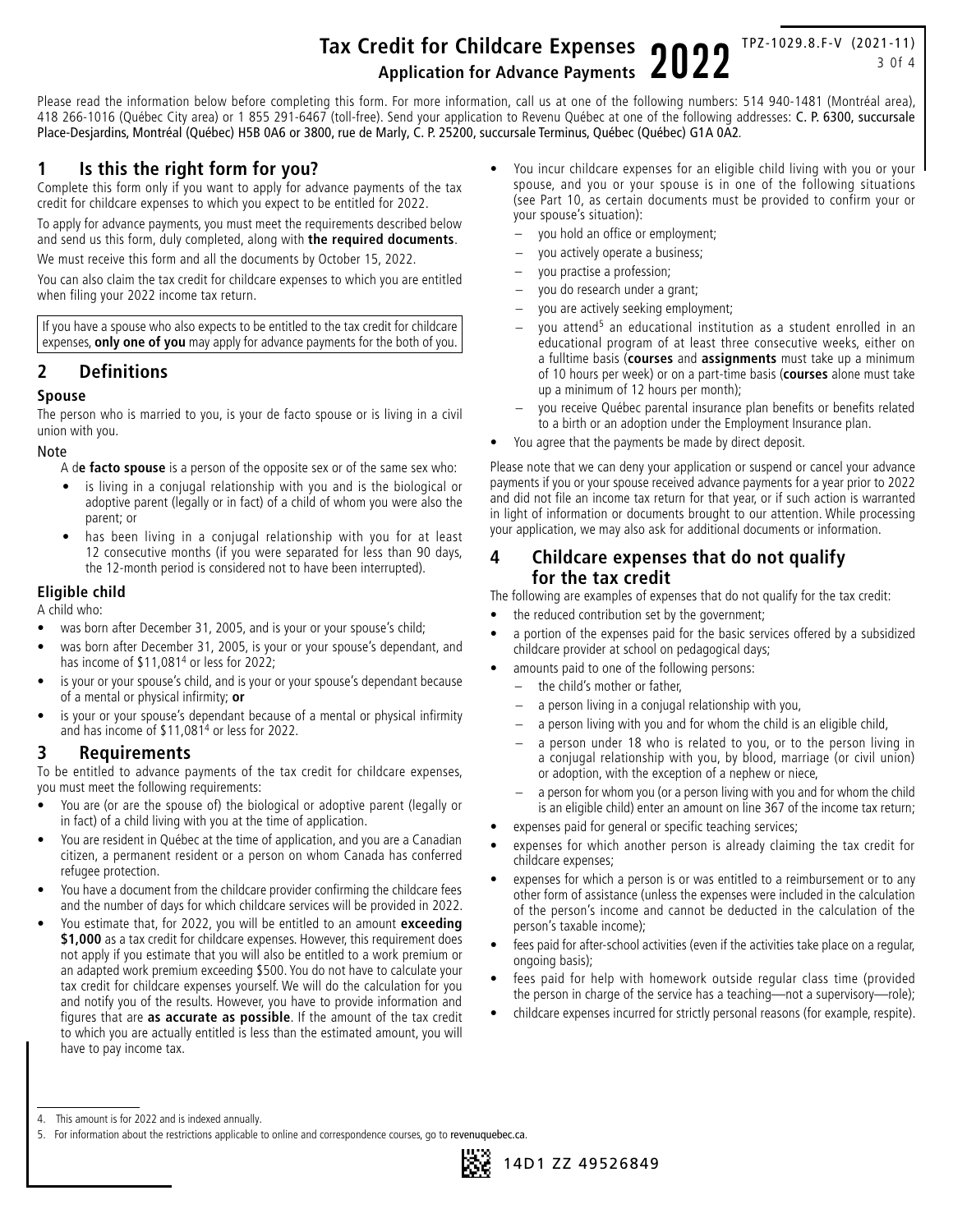# Tax Credit for Childcare Expenses 2022

## Application for Advance Payments

Please read the information below before completing this form. For more information, call us at one of the following numbers: 514 940-1481 (Montréal area), 418 266-1016 (Québec City area) or 1 855 291-6467 (toll-free). Send your application to Revenu Québec at one of the following addresses: C. P. 6300, succursale Place-Desjardins, Montréal (Québec) H5B 0A6 or 3800, rue de Marly, C. P. 25200, succursale Terminus, Québec (Québec) G1A 0A2.

## 1 Is this the right form for you?

Complete this form only if you want to apply for advance payments of the tax credit for childcare expenses to which you expect to be entitled for 2022.

To apply for advance payments, you must meet the requirements described below and send us this form, duly completed, along with **the required documents**.

We must receive this form and all the documents by October 15, 2022.

You can also claim the tax credit for childcare expenses to which you are entitled when filing your 2022 income tax return.

If you have a spouse who also expects to be entitled to the tax credit for childcare expenses, **only one of you** may apply for advance payments for the both of you.

## 2 Definitions

### Spouse

The person who is married to you, is your de facto spouse or is living in a civil union with you.

Note

A d**e facto spouse** is a person of the opposite sex or of the same sex who:

- is living in a conjugal relationship with you and is the biological or adoptive parent (legally or in fact) of a child of whom you were also the parent; or
- has been living in a conjugal relationship with you for at least 12 consecutive months (if you were separated for less than 90 days, the 12-month period is considered not to have been interrupted).

### Eligible child

A child who:

- was born after December 31, 2005, and is your or your spouse's child;
- was born after December 31, 2005, is your or your spouse's dependant, and has income of $11,081[4] or less for 2022;
- is your or your spouse's child, and is your or your spouse's dependant because of a mental or physical infirmity; **or**
- is your or your spouse's dependant because of a mental or physical infirmity and has income of $11,081[4] or less for 2022.

## 3 Requirements

To be entitled to advance payments of the tax credit for childcare expenses, you must meet the following requirements:

- You are (or are the spouse of) the biological or adoptive parent (legally or in fact) of a child living with you at the time of application.
- You are resident in Québec at the time of application, and you are a Canadian citizen, a permanent resident or a person on whom Canada has conferred refugee protection.
- You have a document from the childcare provider confirming the childcare fees and the number of days for which childcare services will be provided in 2022.
- You estimate that, for 2022, you will be entitled to an amount **exceeding $1,000** as a tax credit for childcare expenses. However, this requirement does not apply if you estimate that you will also be entitled to a work premium or an adapted work premium exceeding $500. You do not have to calculate your tax credit for childcare expenses yourself. We will do the calculation for you and notify you of the results. However, you have to provide information and figures that are **as accurate as possible**. If the amount of the tax credit to which you are actually entitled is less than the estimated amount, you will have to pay income tax.
- You incur childcare expenses for an eligible child living with you or your spouse, and you or your spouse is in one of the following situations (see Part 10, as certain documents must be provided to confirm your or your spouse's situation):
  - you hold an office or employment;
  - you actively operate a business;
  - you practise a profession;
  - you do research under a grant;
  - you are actively seeking employment;
  - you attend[5] an educational institution as a student enrolled in an educational program of at least three consecutive weeks, either on a fulltime basis (**courses** and **assignments** must take up a minimum of 10 hours per week) or on a part-time basis (**courses** alone must take up a minimum of 12 hours per month);
  - you receive Québec parental insurance plan benefits or benefits related to a birth or an adoption under the Employment Insurance plan.
- You agree that the payments be made by direct deposit.

Please note that we can deny your application or suspend or cancel your advance payments if you or your spouse received advance payments for a year prior to 2022 and did not file an income tax return for that year, or if such action is warranted in light of information or documents brought to our attention. While processing your application, we may also ask for additional documents or information.

## 4 Childcare expenses that do not qualify for the tax credit

The following are examples of expenses that do not qualify for the tax credit:

- the reduced contribution set by the government;
- a portion of the expenses paid for the basic services offered by a subsidized childcare provider at school on pedagogical days;
- amounts paid to one of the following persons:
  - the child's mother or father,
  - a person living in a conjugal relationship with you,
  - a person living with you and for whom the child is an eligible child,
  - a person under 18 who is related to you, or to the person living in a conjugal relationship with you, by blood, marriage (or civil union) or adoption, with the exception of a nephew or niece,
  - a person for whom you (or a person living with you and for whom the child is an eligible child) enter an amount on line 367 of the income tax return;
- expenses paid for general or specific teaching services;
- expenses for which another person is already claiming the tax credit for childcare expenses;
- expenses for which a person is or was entitled to a reimbursement or to any other form of assistance (unless the expenses were included in the calculation of the person's income and cannot be deducted in the calculation of the person's taxable income);
- fees paid for after-school activities (even if the activities take place on a regular, ongoing basis);
- fees paid for help with homework outside regular class time (provided the person in charge of the service has a teaching—not a supervisory—role);
- childcare expenses incurred for strictly personal reasons (for example, respite).

---

4. This amount is for 2022 and is indexed annually.
5. For information about the restrictions applicable to online and correspondence courses, go to revenuquebec.ca.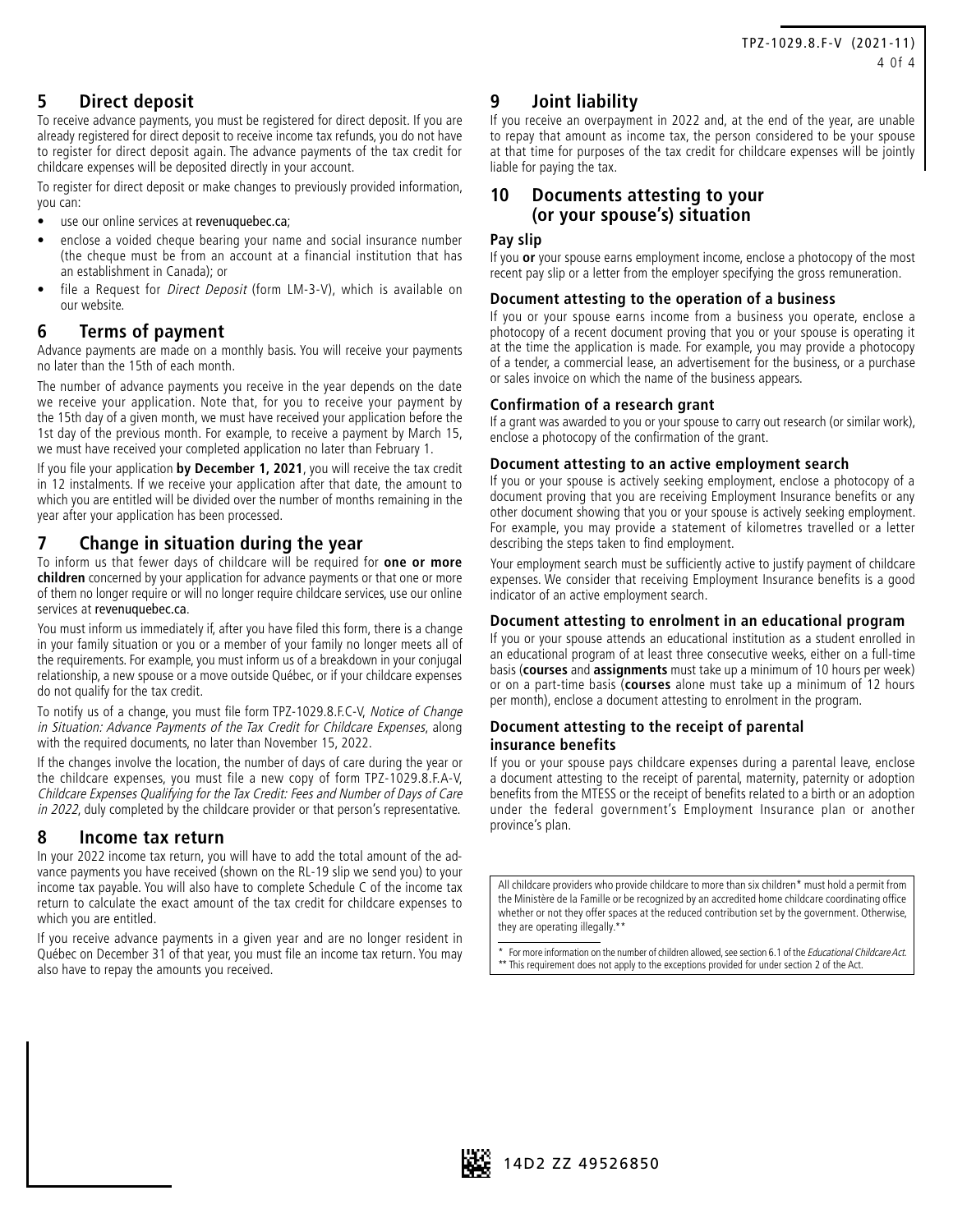## 5 Direct deposit

To receive advance payments, you must be registered for direct deposit. If you are already registered for direct deposit to receive income tax refunds, you do not have to register for direct deposit again. The advance payments of the tax credit for childcare expenses will be deposited directly in your account.

To register for direct deposit or make changes to previously provided information, you can:

- use our online services at revenuquebec.ca;
- enclose a voided cheque bearing your name and social insurance number (the cheque must be from an account at a financial institution that has an establishment in Canada); or
- file a Request for *Direct Deposit* (form LM-3-V), which is available on our website.

## 6 Terms of payment

Advance payments are made on a monthly basis. You will receive your payments no later than the 15th of each month.

The number of advance payments you receive in the year depends on the date we receive your application. Note that, for you to receive your payment by the 15th day of a given month, we must have received your application before the 1st day of the previous month. For example, to receive a payment by March 15, we must have received your completed application no later than February 1.

If you file your application **by December 1, 2021**, you will receive the tax credit in 12 instalments. If we receive your application after that date, the amount to which you are entitled will be divided over the number of months remaining in the year after your application has been processed.

## 7 Change in situation during the year

To inform us that fewer days of childcare will be required for **one or more children** concerned by your application for advance payments or that one or more of them no longer require or will no longer require childcare services, use our online services at revenuquebec.ca.

You must inform us immediately if, after you have filed this form, there is a change in your family situation or you or a member of your family no longer meets all of the requirements. For example, you must inform us of a breakdown in your conjugal relationship, a new spouse or a move outside Québec, or if your childcare expenses do not qualify for the tax credit.

To notify us of a change, you must file form TPZ-1029.8.F.C-V, *Notice of Change in Situation: Advance Payments of the Tax Credit for Childcare Expenses*, along with the required documents, no later than November 15, 2022.

If the changes involve the location, the number of days of care during the year or the childcare expenses, you must file a new copy of form TPZ-1029.8.F.A-V, *Childcare Expenses Qualifying for the Tax Credit: Fees and Number of Days of Care in 2022*, duly completed by the childcare provider or that person's representative.

## 8 Income tax return

In your 2022 income tax return, you will have to add the total amount of the advance payments you have received (shown on the RL-19 slip we send you) to your income tax payable. You will also have to complete Schedule C of the income tax return to calculate the exact amount of the tax credit for childcare expenses to which you are entitled.

If you receive advance payments in a given year and are no longer resident in Québec on December 31 of that year, you must file an income tax return. You may also have to repay the amounts you received.

## 9 Joint liability

If you receive an overpayment in 2022 and, at the end of the year, are unable to repay that amount as income tax, the person considered to be your spouse at that time for purposes of the tax credit for childcare expenses will be jointly liable for paying the tax.

## 10 Documents attesting to your (or your spouse's) situation

### Pay slip

If you **or** your spouse earns employment income, enclose a photocopy of the most recent pay slip or a letter from the employer specifying the gross remuneration.

### Document attesting to the operation of a business

If you or your spouse earns income from a business you operate, enclose a photocopy of a recent document proving that you or your spouse is operating it at the time the application is made. For example, you may provide a photocopy of a tender, a commercial lease, an advertisement for the business, or a purchase or sales invoice on which the name of the business appears.

### Confirmation of a research grant

If a grant was awarded to you or your spouse to carry out research (or similar work), enclose a photocopy of the confirmation of the grant.

### Document attesting to an active employment search

If you or your spouse is actively seeking employment, enclose a photocopy of a document proving that you are receiving Employment Insurance benefits or any other document showing that you or your spouse is actively seeking employment. For example, you may provide a statement of kilometres travelled or a letter describing the steps taken to find employment.

Your employment search must be sufficiently active to justify payment of childcare expenses. We consider that receiving Employment Insurance benefits is a good indicator of an active employment search.

### Document attesting to enrolment in an educational program

If you or your spouse attends an educational institution as a student enrolled in an educational program of at least three consecutive weeks, either on a full-time basis (**courses** and **assignments** must take up a minimum of 10 hours per week) or on a part-time basis (**courses** alone must take up a minimum of 12 hours per month), enclose a document attesting to enrolment in the program.

### Document attesting to the receipt of parental insurance benefits

If you or your spouse pays childcare expenses during a parental leave, enclose a document attesting to the receipt of parental, maternity, paternity or adoption benefits from the MTESS or the receipt of benefits related to a birth or an adoption under the federal government's Employment Insurance plan or another province's plan.

All childcare providers who provide childcare to more than six children* must hold a permit from the Ministère de la Famille or be recognized by an accredited home childcare coordinating office whether or not they offer spaces at the reduced contribution set by the government. Otherwise, they are operating illegally.**

* For more information on the number of children allowed, see section 6.1 of the *Educational Childcare Act*.
** This requirement does not apply to the exceptions provided for under section 2 of the Act.

14D2 ZZ 49526850